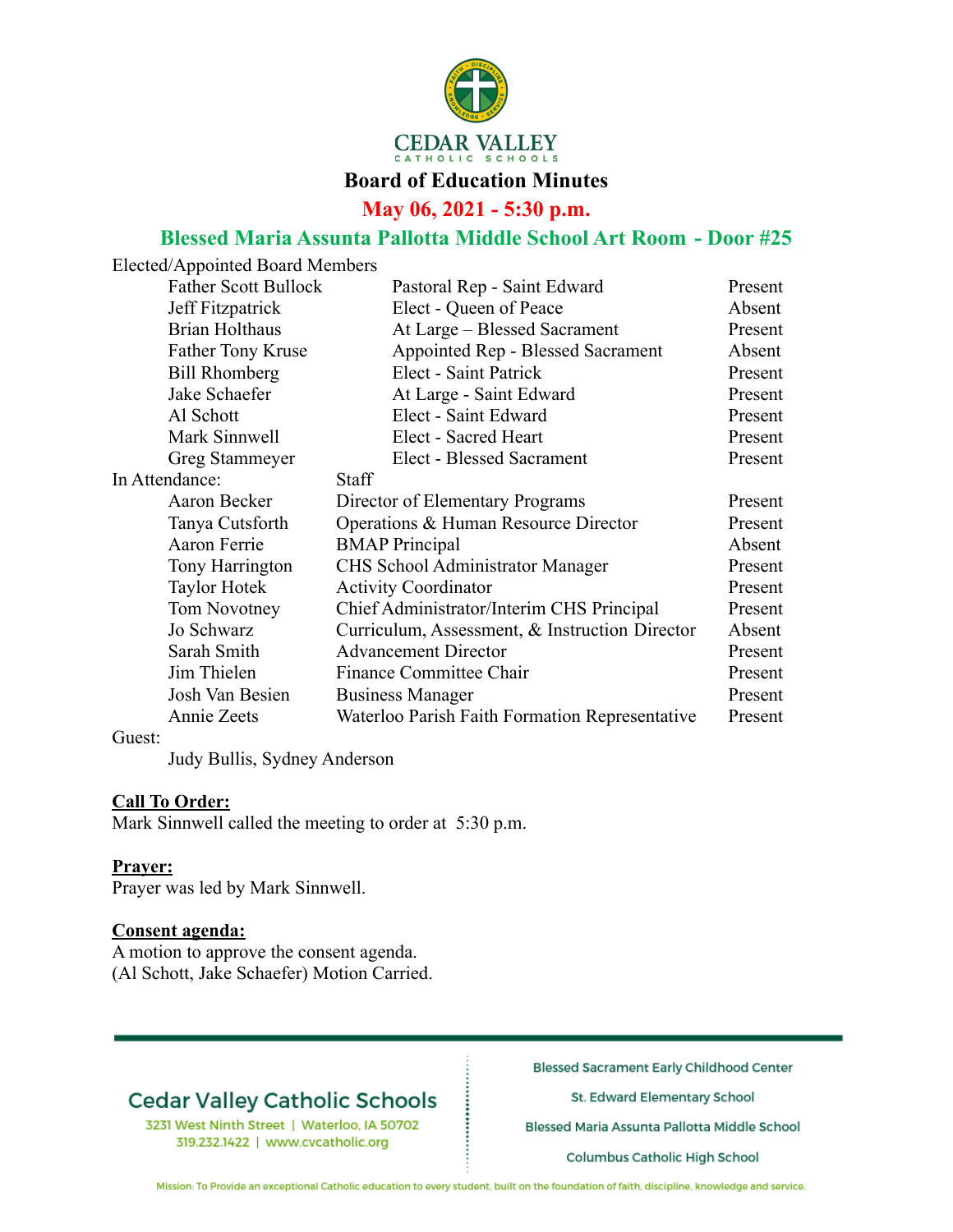# Board of Education Minutes

## May 06, 2021 - 5:30 p.m.

## Blessed Maria Assunta Pallotta Middle School Art Room - Door #25

Elected/Appointed Board Members

| Name | Position | Attendance |
|---|---|---|
| Father Scott Bullock | Pastoral Rep - Saint Edward | Present |
| Jeff Fitzpatrick | Elect - Queen of Peace | Absent |
| Brian Holthaus | At Large – Blessed Sacrament | Present |
| Father Tony Kruse | Appointed Rep - Blessed Sacrament | Absent |
| Bill Rhomberg | Elect - Saint Patrick | Present |
| Jake Schaefer | At Large - Saint Edward | Present |
| Al Schott | Elect - Saint Edward | Present |
| Mark Sinnwell | Elect - Sacred Heart | Present |
| Greg Stammeyer | Elect - Blessed Sacrament | Present |

In Attendance: Staff

| Name | Position | Attendance |
|---|---|---|
| Aaron Becker | Director of Elementary Programs | Present |
| Tanya Cutsforth | Operations & Human Resource Director | Present |
| Aaron Ferrie | BMAP Principal | Absent |
| Tony Harrington | CHS School Administrator Manager | Present |
| Taylor Hotek | Activity Coordinator | Present |
| Tom Novotney | Chief Administrator/Interim CHS Principal | Present |
| Jo Schwarz | Curriculum, Assessment, & Instruction Director | Absent |
| Sarah Smith | Advancement Director | Present |
| Jim Thielen | Finance Committee Chair | Present |
| Josh Van Besien | Business Manager | Present |
| Annie Zeets | Waterloo Parish Faith Formation Representative | Present |

Guest:

Judy Bullis, Sydney Anderson

**Call To Order:**

Mark Sinnwell called the meeting to order at 5:30 p.m.

**Prayer:**

Prayer was led by Mark Sinnwell.

**Consent agenda:**

A motion to approve the consent agenda.
(Al Schott, Jake Schaefer) Motion Carried.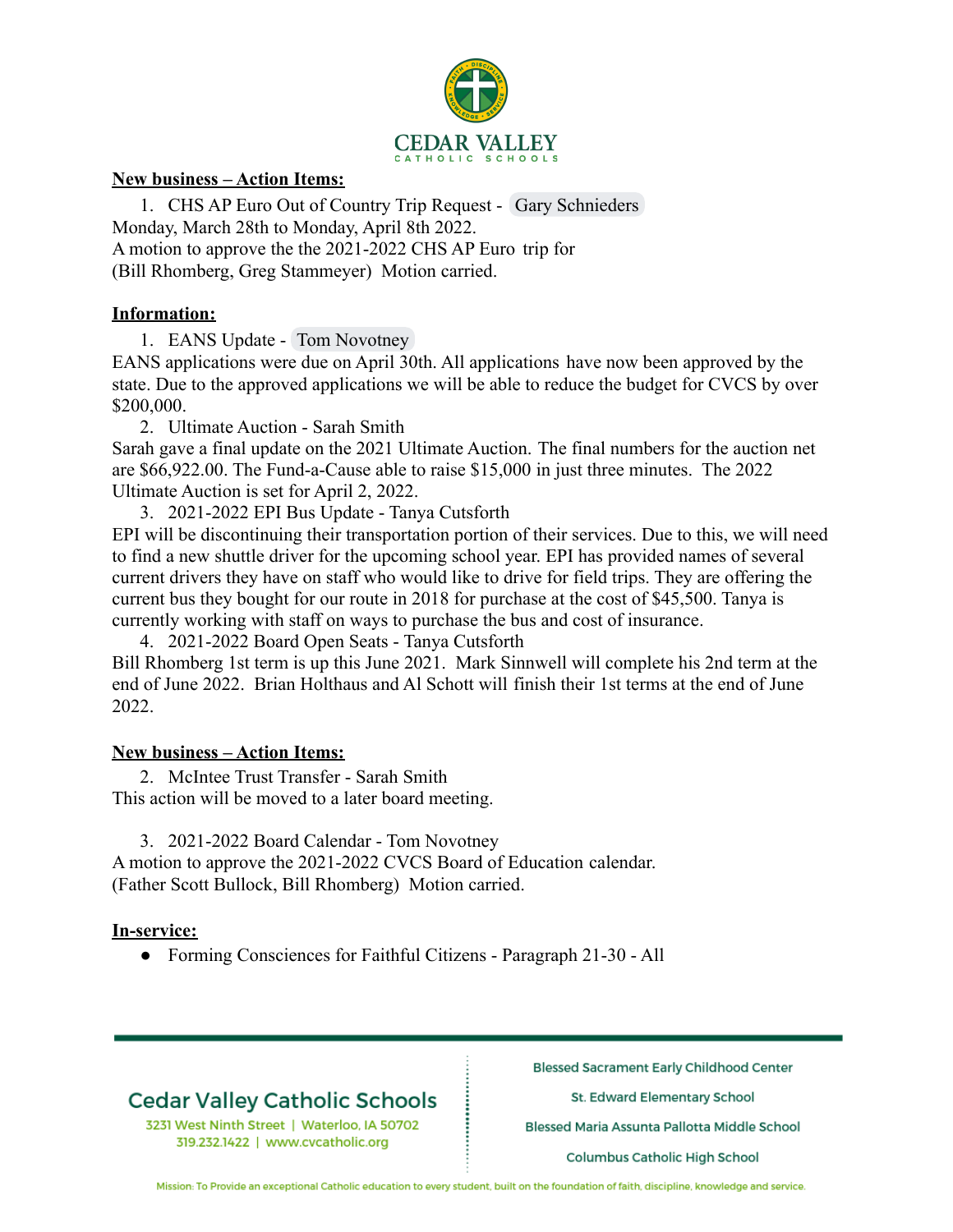**New business – Action Items:**

1. CHS AP Euro Out of Country Trip Request - Gary Schnieders

Monday, March 28th to Monday, April 8th 2022.
A motion to approve the the 2021-2022 CHS AP Euro trip for
(Bill Rhomberg, Greg Stammeyer) Motion carried.

**Information:**

1. EANS Update - Tom Novotney

EANS applications were due on April 30th. All applications have now been approved by the state. Due to the approved applications we will be able to reduce the budget for CVCS by over $200,000.

2. Ultimate Auction - Sarah Smith

Sarah gave a final update on the 2021 Ultimate Auction. The final numbers for the auction net are $66,922.00. The Fund-a-Cause able to raise $15,000 in just three minutes. The 2022 Ultimate Auction is set for April 2, 2022.

3. 2021-2022 EPI Bus Update - Tanya Cutsforth

EPI will be discontinuing their transportation portion of their services. Due to this, we will need to find a new shuttle driver for the upcoming school year. EPI has provided names of several current drivers they have on staff who would like to drive for field trips. They are offering the current bus they bought for our route in 2018 for purchase at the cost of $45,500. Tanya is currently working with staff on ways to purchase the bus and cost of insurance.

4. 2021-2022 Board Open Seats - Tanya Cutsforth

Bill Rhomberg 1st term is up this June 2021. Mark Sinnwell will complete his 2nd term at the end of June 2022. Brian Holthaus and Al Schott will finish their 1st terms at the end of June 2022.

**New business – Action Items:**

2. McIntee Trust Transfer - Sarah Smith

This action will be moved to a later board meeting.

3. 2021-2022 Board Calendar - Tom Novotney

A motion to approve the 2021-2022 CVCS Board of Education calendar.
(Father Scott Bullock, Bill Rhomberg) Motion carried.

**In-service:**

- Forming Consciences for Faithful Citizens - Paragraph 21-30 - All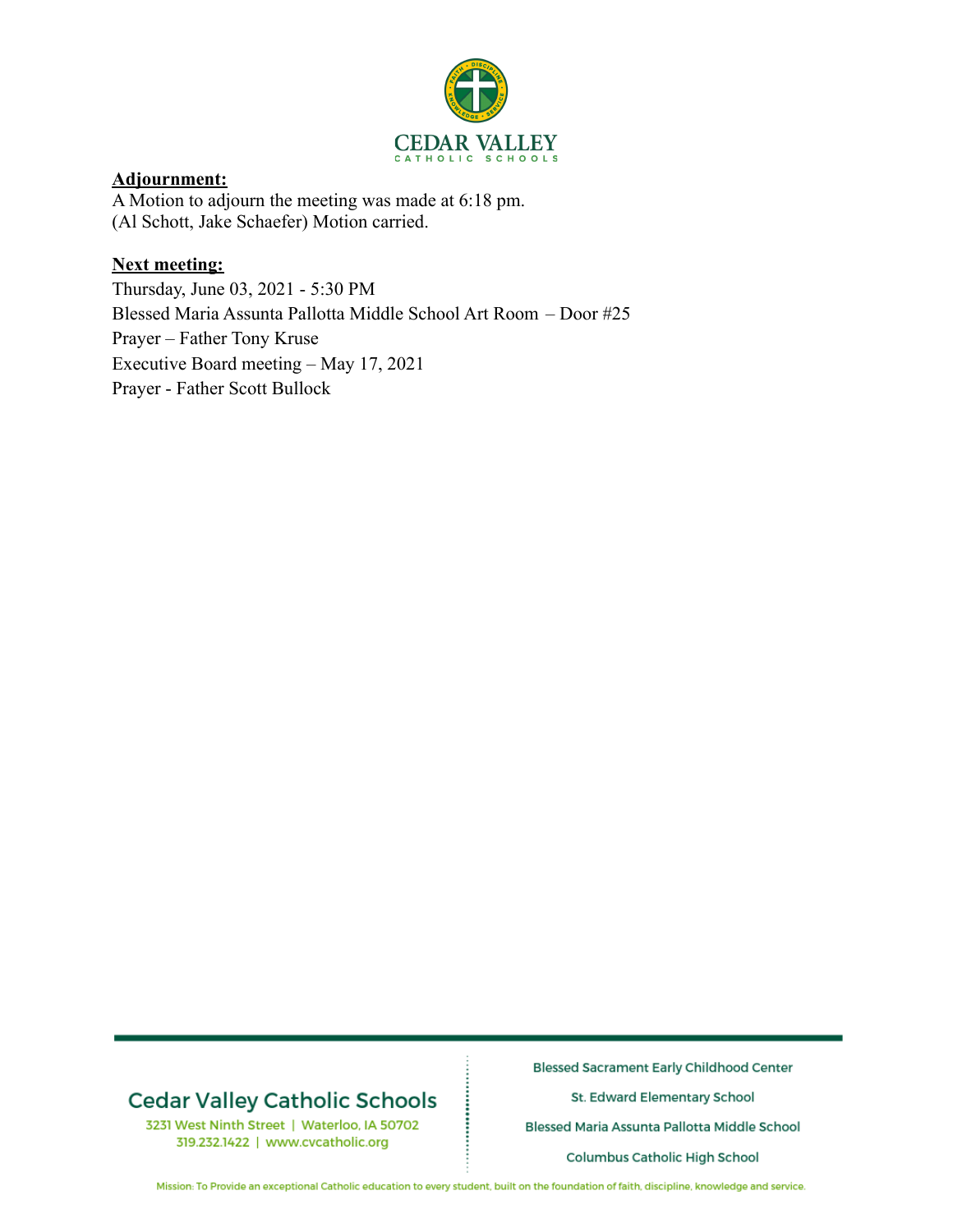**Adjournment:**
A Motion to adjourn the meeting was made at 6:18 pm.
(Al Schott, Jake Schaefer) Motion carried.

**Next meeting:**
Thursday, June 03, 2021 - 5:30 PM
Blessed Maria Assunta Pallotta Middle School Art Room – Door #25
Prayer – Father Tony Kruse
Executive Board meeting – May 17, 2021
Prayer - Father Scott Bullock